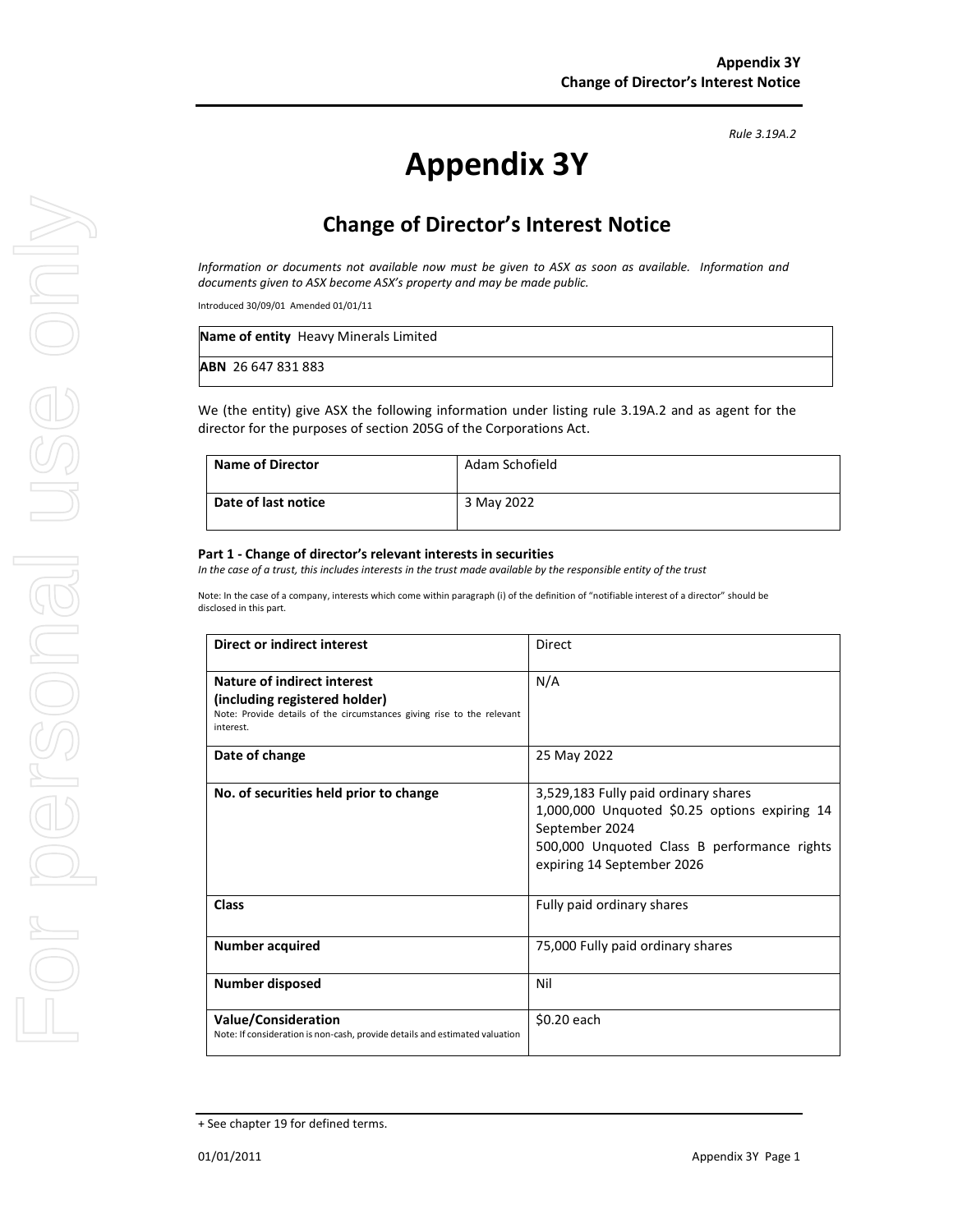*Rule 3.19A.2*

# Appendix 3Y

## Change of Director's Interest Notice

*Information or documents not available now must be given to ASX as soon as available. Information and documents given to ASX become ASX's property and may be made public.*

Introduced 30/09/01 Amended 01/01/11

| **Name of entity** Heavy Minerals Limited |
|---|
| **ABN** 26 647 831 883 |

We (the entity) give ASX the following information under listing rule 3.19A.2 and as agent for the director for the purposes of section 205G of the Corporations Act.

| **Name of Director** | Adam Schofield |
|---|---|
| **Date of last notice** | 3 May 2022 |

#### Part 1 - Change of director's relevant interests in securities

*In the case of a trust, this includes interests in the trust made available by the responsible entity of the trust*

Note: In the case of a company, interests which come within paragraph (i) of the definition of "notifiable interest of a director" should be disclosed in this part.

| **Direct or indirect interest** | Direct |
|---|---|
| **Nature of indirect interest (including registered holder)**<br>Note: Provide details of the circumstances giving rise to the relevant interest. | N/A |
| **Date of change** | 25 May 2022 |
| **No. of securities held prior to change** | 3,529,183 Fully paid ordinary shares<br>1,000,000 Unquoted $0.25 options expiring 14 September 2024<br>500,000 Unquoted Class B performance rights expiring 14 September 2026 |
| **Class** | Fully paid ordinary shares |
| **Number acquired** | 75,000 Fully paid ordinary shares |
| **Number disposed** | Nil |
| **Value/Consideration**<br>Note: If consideration is non-cash, provide details and estimated valuation | $0.20 each |

+ See chapter 19 for defined terms.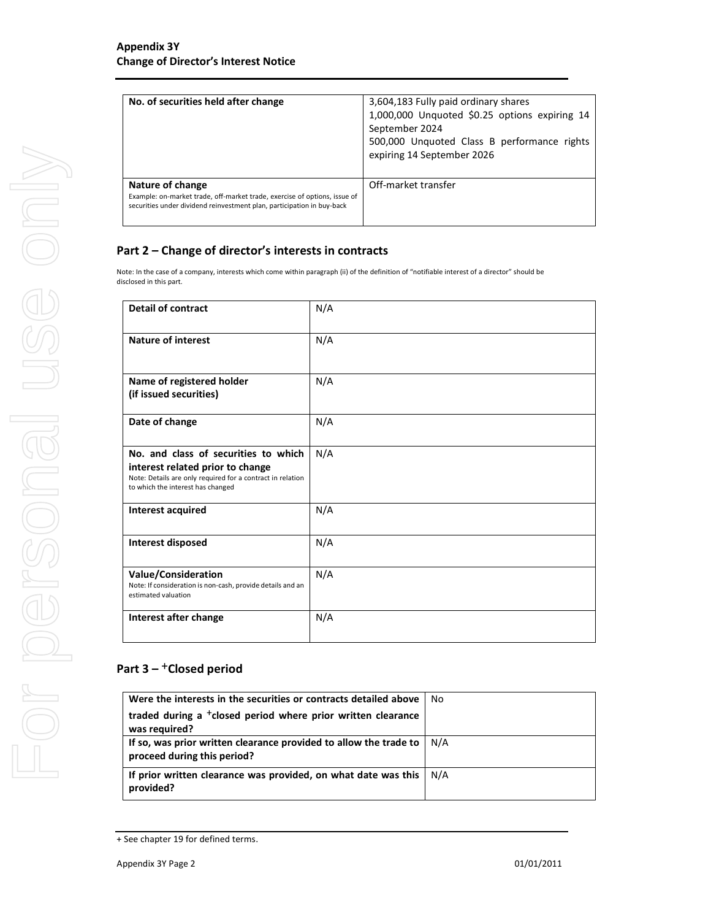| | |
|---|---|
| **No. of securities held after change** | 3,604,183 Fully paid ordinary shares<br>1,000,000 Unquoted $0.25 options expiring 14 September 2024<br>500,000 Unquoted Class B performance rights expiring 14 September 2026 |
| **Nature of change**<br>Example: on-market trade, off-market trade, exercise of options, issue of securities under dividend reinvestment plan, participation in buy-back | Off-market transfer |

## Part 2 – Change of director's interests in contracts

Note: In the case of a company, interests which come within paragraph (ii) of the definition of "notifiable interest of a director" should be disclosed in this part.

| | |
|---|---|
| **Detail of contract** | N/A |
| **Nature of interest** | N/A |
| **Name of registered holder (if issued securities)** | N/A |
| **Date of change** | N/A |
| **No. and class of securities to which interest related prior to change**<br>Note: Details are only required for a contract in relation to which the interest has changed | N/A |
| **Interest acquired** | N/A |
| **Interest disposed** | N/A |
| **Value/Consideration**<br>Note: If consideration is non-cash, provide details and an estimated valuation | N/A |
| **Interest after change** | N/A |

## Part 3 – +Closed period

| | |
|---|---|
| **Were the interests in the securities or contracts detailed above traded during a +closed period where prior written clearance was required?** | No |
| **If so, was prior written clearance provided to allow the trade to proceed during this period?** | N/A |
| **If prior written clearance was provided, on what date was this provided?** | N/A |

+ See chapter 19 for defined terms.